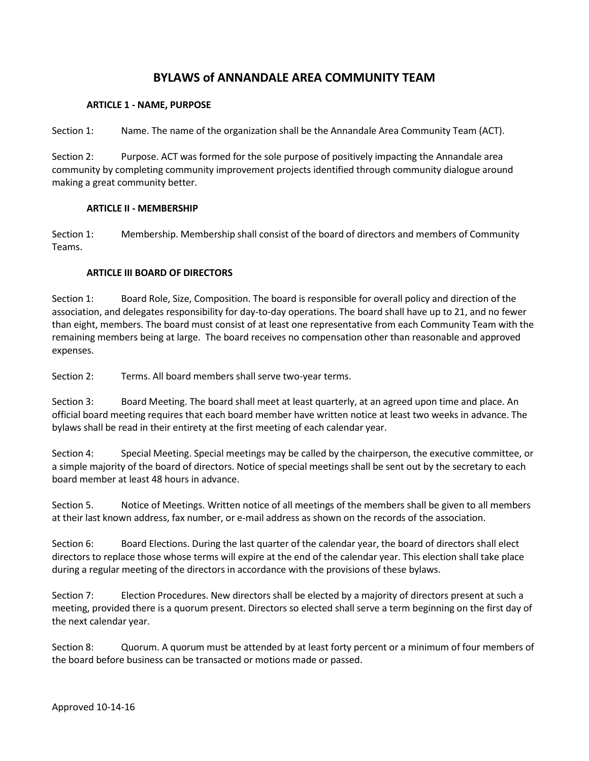# BYLAWS of ANNANDALE AREA COMMUNITY TEAM

### ARTICLE 1 - NAME, PURPOSE

Section 1: Name. The name of the organization shall be the Annandale Area Community Team (ACT).

Section 2: Purpose. ACT was formed for the sole purpose of positively impacting the Annandale area community by completing community improvement projects identified through community dialogue around making a great community better.

### ARTICLE II - MEMBERSHIP

Section 1: Membership. Membership shall consist of the board of directors and members of Community Teams.

### ARTICLE III BOARD OF DIRECTORS

Section 1: Board Role, Size, Composition. The board is responsible for overall policy and direction of the association, and delegates responsibility for day-to-day operations. The board shall have up to 21, and no fewer than eight, members. The board must consist of at least one representative from each Community Team with the remaining members being at large. The board receives no compensation other than reasonable and approved expenses.

Section 2: Terms. All board members shall serve two-year terms.

Section 3: Board Meeting. The board shall meet at least quarterly, at an agreed upon time and place. An official board meeting requires that each board member have written notice at least two weeks in advance. The bylaws shall be read in their entirety at the first meeting of each calendar year.

Section 4: Special Meeting. Special meetings may be called by the chairperson, the executive committee, or a simple majority of the board of directors. Notice of special meetings shall be sent out by the secretary to each board member at least 48 hours in advance.

Section 5. Notice of Meetings. Written notice of all meetings of the members shall be given to all members at their last known address, fax number, or e-mail address as shown on the records of the association.

Section 6: Board Elections. During the last quarter of the calendar year, the board of directors shall elect directors to replace those whose terms will expire at the end of the calendar year. This election shall take place during a regular meeting of the directors in accordance with the provisions of these bylaws.

Section 7: Election Procedures. New directors shall be elected by a majority of directors present at such a meeting, provided there is a quorum present. Directors so elected shall serve a term beginning on the first day of the next calendar year.

Section 8: Quorum. A quorum must be attended by at least forty percent or a minimum of four members of the board before business can be transacted or motions made or passed.

Approved 10-14-16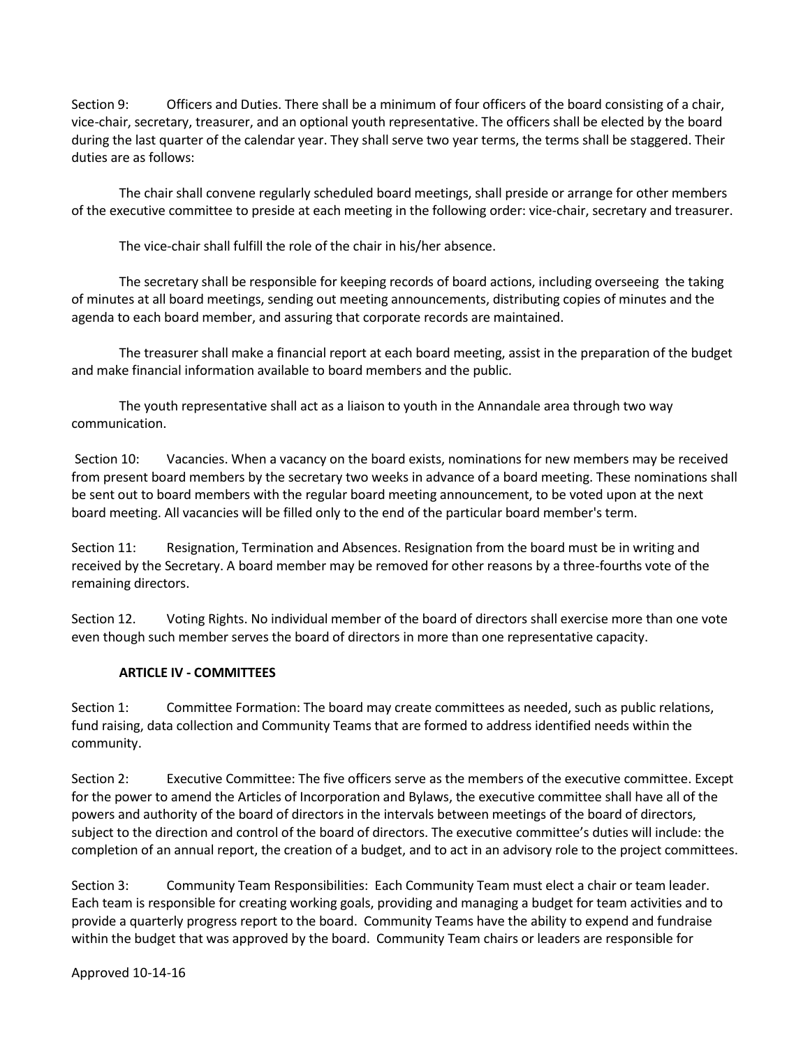Section 9: Officers and Duties. There shall be a minimum of four officers of the board consisting of a chair, vice-chair, secretary, treasurer, and an optional youth representative. The officers shall be elected by the board during the last quarter of the calendar year. They shall serve two year terms, the terms shall be staggered. Their duties are as follows:

The chair shall convene regularly scheduled board meetings, shall preside or arrange for other members of the executive committee to preside at each meeting in the following order: vice-chair, secretary and treasurer.

The vice-chair shall fulfill the role of the chair in his/her absence.

The secretary shall be responsible for keeping records of board actions, including overseeing the taking of minutes at all board meetings, sending out meeting announcements, distributing copies of minutes and the agenda to each board member, and assuring that corporate records are maintained.

The treasurer shall make a financial report at each board meeting, assist in the preparation of the budget and make financial information available to board members and the public.

The youth representative shall act as a liaison to youth in the Annandale area through two way communication.

Section 10: Vacancies. When a vacancy on the board exists, nominations for new members may be received from present board members by the secretary two weeks in advance of a board meeting. These nominations shall be sent out to board members with the regular board meeting announcement, to be voted upon at the next board meeting. All vacancies will be filled only to the end of the particular board member's term.

Section 11: Resignation, Termination and Absences. Resignation from the board must be in writing and received by the Secretary. A board member may be removed for other reasons by a three-fourths vote of the remaining directors.

Section 12. Voting Rights. No individual member of the board of directors shall exercise more than one vote even though such member serves the board of directors in more than one representative capacity.

## ARTICLE IV - COMMITTEES

Section 1: Committee Formation: The board may create committees as needed, such as public relations, fund raising, data collection and Community Teams that are formed to address identified needs within the community.

Section 2: Executive Committee: The five officers serve as the members of the executive committee. Except for the power to amend the Articles of Incorporation and Bylaws, the executive committee shall have all of the powers and authority of the board of directors in the intervals between meetings of the board of directors, subject to the direction and control of the board of directors. The executive committee's duties will include: the completion of an annual report, the creation of a budget, and to act in an advisory role to the project committees.

Section 3: Community Team Responsibilities: Each Community Team must elect a chair or team leader. Each team is responsible for creating working goals, providing and managing a budget for team activities and to provide a quarterly progress report to the board. Community Teams have the ability to expend and fundraise within the budget that was approved by the board. Community Team chairs or leaders are responsible for

Approved 10-14-16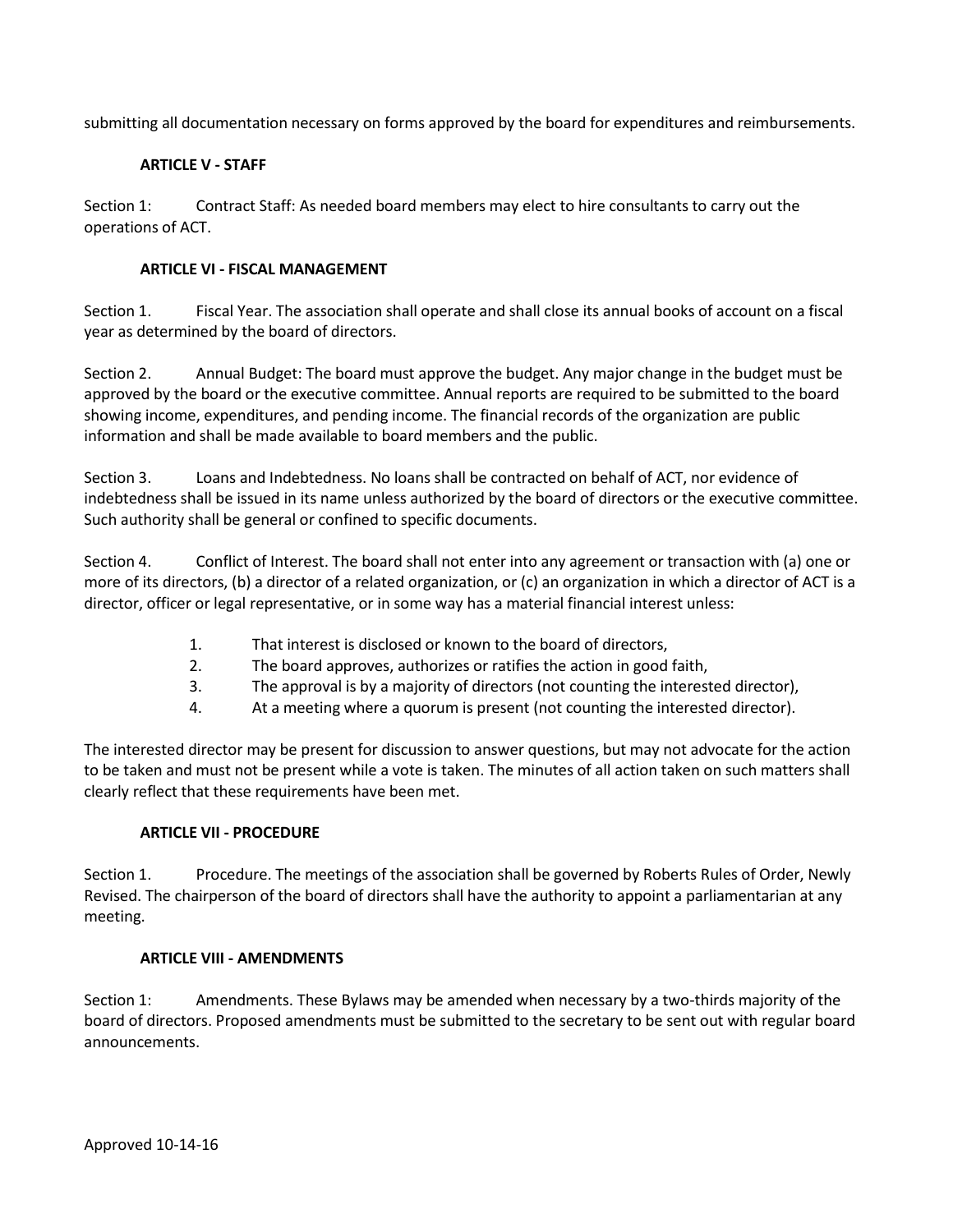submitting all documentation necessary on forms approved by the board for expenditures and reimbursements.

## ARTICLE V - STAFF

Section 1: Contract Staff: As needed board members may elect to hire consultants to carry out the operations of ACT.

## ARTICLE VI - FISCAL MANAGEMENT

Section 1. Fiscal Year. The association shall operate and shall close its annual books of account on a fiscal year as determined by the board of directors.

Section 2. Annual Budget: The board must approve the budget. Any major change in the budget must be approved by the board or the executive committee. Annual reports are required to be submitted to the board showing income, expenditures, and pending income. The financial records of the organization are public information and shall be made available to board members and the public.

Section 3. Loans and Indebtedness. No loans shall be contracted on behalf of ACT, nor evidence of indebtedness shall be issued in its name unless authorized by the board of directors or the executive committee. Such authority shall be general or confined to specific documents.

Section 4. Conflict of Interest. The board shall not enter into any agreement or transaction with (a) one or more of its directors, (b) a director of a related organization, or (c) an organization in which a director of ACT is a director, officer or legal representative, or in some way has a material financial interest unless:

1. That interest is disclosed or known to the board of directors,
2. The board approves, authorizes or ratifies the action in good faith,
3. The approval is by a majority of directors (not counting the interested director),
4. At a meeting where a quorum is present (not counting the interested director).

The interested director may be present for discussion to answer questions, but may not advocate for the action to be taken and must not be present while a vote is taken. The minutes of all action taken on such matters shall clearly reflect that these requirements have been met.

## ARTICLE VII - PROCEDURE

Section 1. Procedure. The meetings of the association shall be governed by Roberts Rules of Order, Newly Revised. The chairperson of the board of directors shall have the authority to appoint a parliamentarian at any meeting.

## ARTICLE VIII - AMENDMENTS

Section 1: Amendments. These Bylaws may be amended when necessary by a two-thirds majority of the board of directors. Proposed amendments must be submitted to the secretary to be sent out with regular board announcements.

Approved 10-14-16